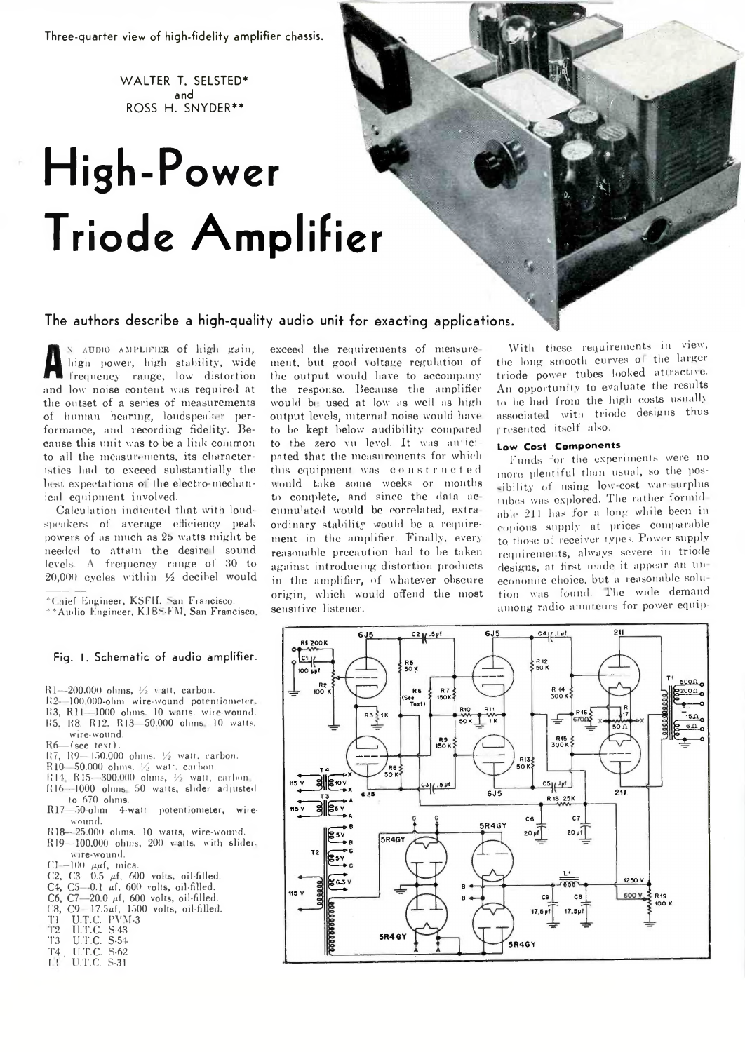Three-quarter view of high-fidelity amplifier chassis.

WALTER T. SELSTED* and ROSS H. SNYDER**

# High-Power Triode Amplifier

The authors describe a high-quality audio unit for exacting applications.

An audio amplifier of high gain, high power, high stability, wide frequency range, low distortion and low noise content was required at the outset of a series of measurements of human hearing, loudspeaker performance, and recording fidelity. Because this unit was to be a link common to all the measurements, its characteristics had to exceed substantially the best expectations of the electro-mechanical equipment involved.

Calculation indicated that with loudspeakers of average efficiency peak powers of as much as 25 watts might be needed to attain the desired sound levels. A frequency range of 30 to 20,000 cycles within ½ decibel would exceed the requirements of measurement, but good voltage regulation of the output would have to accompany the response. Because the amplifier would be used at low as well as high output levels, internal noise would have to be kept below audibility compared to the zero vu level. It was anticipated that the measurements for which this equipment was constructed would take some weeks or months to complete, and since the data accumulated would be correlated, extraordinary stability would be a requirement in the amplifier. Finally, every reasonable precaution had to be taken against introducing distortion products in the amplifier, of whatever obscure origin, which would offend the most sensitive listener.

With these requirements in view, the long smooth curves of the larger triode power tubes looked attractive. An opportunity to evaluate the results to be had from the high costs usually associated with triode designs thus presented itself also.

### Low Cost Components

Funds for the experiments were no more plentiful than usual, so the possibility of using low-cost war-surplus tubes was explored. The rather formidable 211 has for a long while been in copious supply at prices comparable to those of receiver types. Power supply requirements, always severe in triode designs, at first made it appear an uneconomic choice, but a reasonable solution was found. The wide demand among radio amateurs for power equip-

*Chief Engineer, KSFH, San Francisco.
**Audio Engineer, KIBS-FM, San Francisco.

Fig. 1. Schematic of audio amplifier.

- R1—200,000 ohms, ½ watt, carbon.
- R2—100,000-ohm wire-wound potentiometer.
- R3, R11—1000 ohms, 10 watts, wire-wound.
- R5, R8, R12, R13—50,000 ohms, 10 watts, wire-wound.
- R6—(see text).
- R7, R9—150,000 ohms, ½ watt, carbon.
- R10—50,000 ohms, ½ watt, carbon.
- R14, R15—300,000 ohms, ½ watt, carbon.
- R16—1000 ohms, 50 watts, slider adjusted to 670 ohms.
- R17—50-ohm 4-watt potentiometer, wire-wound.
- R18—25,000 ohms, 10 watts, wire-wound.
- R19—100,000 ohms, 200 watts, with slider, wire-wound.
- C1—100 μμf, mica.
- C2, C3—0.5 μf, 600 volts, oil-filled.
- C4, C5—0.1 μf, 600 volts, oil-filled.
- C6, C7—20.0 μf, 600 volts, oil-filled.
- C8, C9—17.5μf, 1500 volts, oil-filled.
- T1 U.T.C. PVM-3
- T2 U.T.C. S-43
- T3 U.T.C. S-54
- T4 U.T.C. S-62
- L1 U.T.C. S-31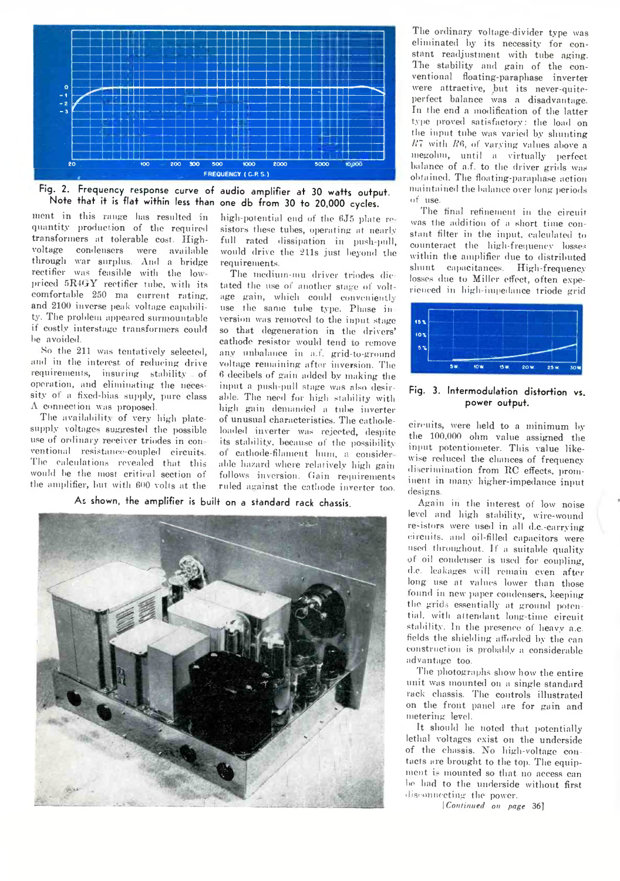Fig. 2. Frequency response curve of audio amplifier at 30 watts output. Note that it is flat within less than one db from 30 to 20,000 cycles.

ment in this range has resulted in quantity production of the required transformers at tolerable cost. High-voltage condensers were available through war surplus. And a bridge rectifier was feasible with the low-priced 5R4GY rectifier tube, with its comfortable 250 ma current rating, and 2100 inverse peak voltage capability. The problem appeared surmountable if costly interstage transformers could be avoided.

So the 211 was tentatively selected, and in the interest of reducing drive requirements, insuring stability of operation, and eliminating the necessity of a fixed-bias supply, pure class A connection was proposed.

The availability of very high plate-supply voltages suggested the possible use of ordinary receiver triodes in conventional resistance-coupled circuits. The calculations revealed that this would be the most critical section of the amplifier, but with 600 volts at the high-potential end of the 6J5 plate resistors these tubes, operating at nearly full rated dissipation in push-pull, would drive the 211s just beyond the requirements.

The medium-mu driver triodes dictated the use of another stage of voltage gain, which could conveniently use the same tube type. Phase inversion was removed to the input stage so that degeneration in the drivers' cathode resistor would tend to remove any unbalance in a.f. grid-to-ground voltage remaining after inversion. The 6 decibels of gain added by making the input a push-pull stage was also desirable. The need for high stability with high gain demanded a tube inverter of unusual characteristics. The cathode-loaded inverter was rejected, despite its stability, because of the possibility of cathode-filament hum, a considerable hazard where relatively high gain follows inversion. Gain requirements ruled against the cathode inverter too.

The ordinary voltage-divider type was eliminated by its necessity for constant readjustment with tube aging. The stability and gain of the conventional floating-paraphase inverter were attractive, but its never-quite-perfect balance was a disadvantage. In the end a modification of the latter type proved satisfactory: the load on the input tube was varied by shunting $R7$ with $R6$, of varying values above a megohm, until a virtually perfect balance of a.f. to the driver grids was obtained. The floating-paraphase action maintained the balance over long periods of use.

The final refinement in the circuit was the addition of a short time constant filter in the input, calculated to counteract the high-frequency losses within the amplifier due to distributed shunt capacitances. High-frequency losses due to Miller effect, often experienced in high-impedance triode grid circuits, were held to a minimum by the 100,000 ohm value assigned the input potentiometer. This value likewise reduced the chances of frequency discrimination from RC effects, prominent in many higher-impedance input designs.

Fig. 3. Intermodulation distortion vs. power output.

Again in the interest of low noise level and high stability, wire-wound resistors were used in all d.c.-carrying circuits, and oil-filled capacitors were used throughout. If a suitable quality of oil condenser is used for coupling, d.c. leakages will remain even after long use at values lower than those found in new paper condensers, keeping the grids essentially at ground potential, with attendant long-time circuit stability. In the presence of heavy a.c. fields the shielding afforded by the can construction is probably a considerable advantage too.

The photographs show how the entire unit was mounted on a single standard rack chassis. The controls illustrated on the front panel are for gain and metering level.

It should be noted that potentially lethal voltages exist on the underside of the chassis. No high-voltage contacts are brought to the top. The equipment is mounted so that no access can be had to the underside without first disconnecting the power.

As shown, the amplifier is built on a standard rack chassis.

*[Continued on page 36]*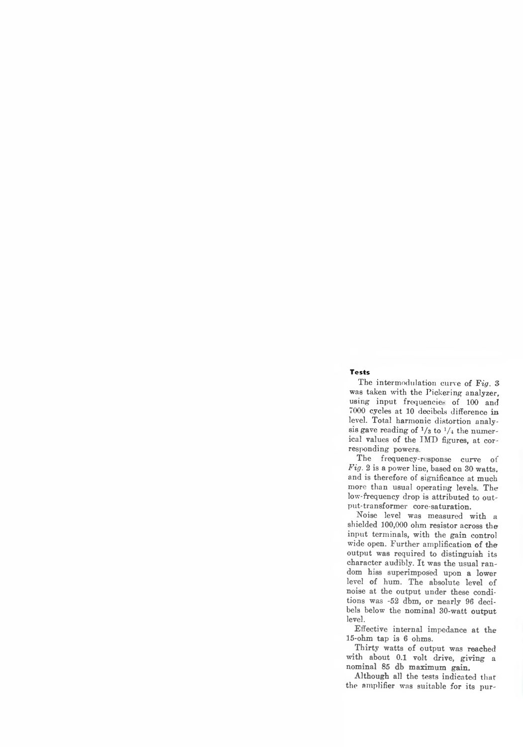### Tests

The intermodulation curve of *Fig.* 3 was taken with the Pickering analyzer, using input frequencies of 100 and 7000 cycles at 10 decibels difference in level. Total harmonic distortion analysis gave reading of 1/3 to 1/4 the numerical values of the IMD figures, at corresponding powers.

The frequency-response curve of *Fig.* 2 is a power line, based on 30 watts, and is therefore of significance at much more than usual operating levels. The low-frequency drop is attributed to output-transformer core-saturation.

Noise level was measured with a shielded 100,000 ohm resistor across the input terminals, with the gain control wide open. Further amplification of the output was required to distinguish its character audibly. It was the usual random hiss superimposed upon a lower level of hum. The absolute level of noise at the output under these conditions was -52 dbm, or nearly 96 decibels below the nominal 30-watt output level.

Effective internal impedance at the 15-ohm tap is 6 ohms.

Thirty watts of output was reached with about 0.1 volt drive, giving a nominal 85 db maximum gain.

Although all the tests indicated that the amplifier was suitable for its pur-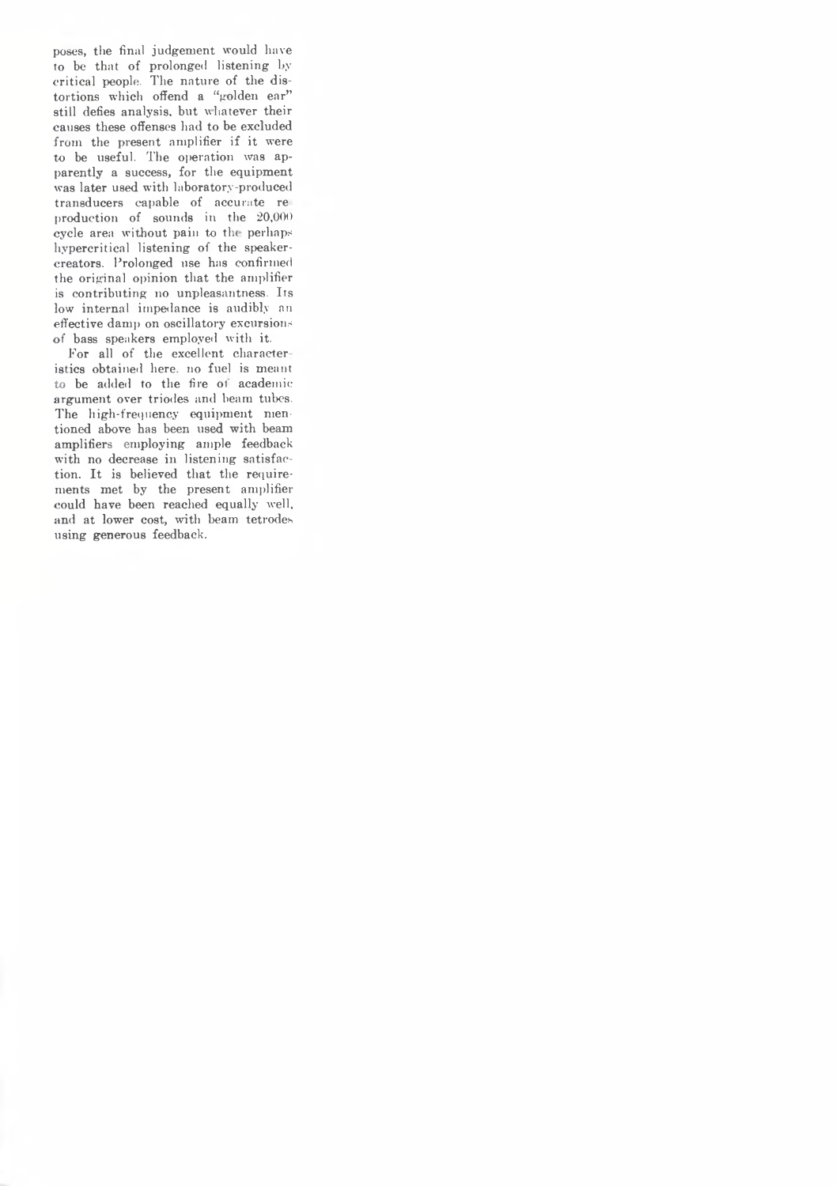poses, the final judgement would have to be that of prolonged listening by critical people. The nature of the distortions which offend a "golden ear" still defies analysis, but whatever their causes these offenses had to be excluded from the present amplifier if it were to be useful. The operation was apparently a success, for the equipment was later used with laboratory-produced transducers capable of accurate reproduction of sounds in the 20,000 cycle area without pain to the perhaps hypercritical listening of the speaker-creators. Prolonged use has confirmed the original opinion that the amplifier is contributing no unpleasantness. Its low internal impedance is audibly an effective damp on oscillatory excursions of bass speakers employed with it.

For all of the excellent characteristics obtained here, no fuel is meant to be added to the fire of academic argument over triodes and beam tubes. The high-frequency equipment mentioned above has been used with beam amplifiers employing ample feedback with no decrease in listening satisfaction. It is believed that the requirements met by the present amplifier could have been reached equally well, and at lower cost, with beam tetrodes using generous feedback.